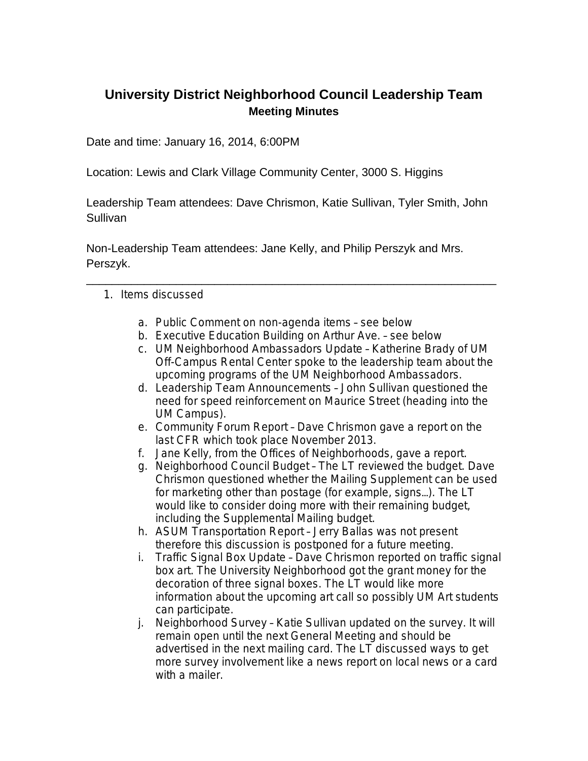# University District Neighborhood Council Leadership Team

## Meeting Minutes

Date and time: January 16, 2014, 6:00PM

Location: Lewis and Clark Village Community Center, 3000 S. Higgins

Leadership Team attendees: Dave Chrismon, Katie Sullivan, Tyler Smith, John Sullivan

Non-Leadership Team attendees: Jane Kelly, and Philip Perszyk and Mrs. Perszyk.

---

1. Items discussed

    a. Public Comment on non-agenda items – see below
    b. Executive Education Building on Arthur Ave. – see below
    c. UM Neighborhood Ambassadors Update – Katherine Brady of UM Off-Campus Rental Center spoke to the leadership team about the upcoming programs of the UM Neighborhood Ambassadors.
    d. Leadership Team Announcements – John Sullivan questioned the need for speed reinforcement on Maurice Street (heading into the UM Campus).
    e. Community Forum Report – Dave Chrismon gave a report on the last CFR which took place November 2013.
    f. Jane Kelly, from the Offices of Neighborhoods, gave a report.
    g. Neighborhood Council Budget – The LT reviewed the budget. Dave Chrismon questioned whether the Mailing Supplement can be used for marketing other than postage (for example, signs...). The LT would like to consider doing more with their remaining budget, including the Supplemental Mailing budget.
    h. ASUM Transportation Report – Jerry Ballas was not present therefore this discussion is postponed for a future meeting.
    i. Traffic Signal Box Update – Dave Chrismon reported on traffic signal box art. The University Neighborhood got the grant money for the decoration of three signal boxes. The LT would like more information about the upcoming art call so possibly UM Art students can participate.
    j. Neighborhood Survey – Katie Sullivan updated on the survey. It will remain open until the next General Meeting and should be advertised in the next mailing card. The LT discussed ways to get more survey involvement like a news report on local news or a card with a mailer.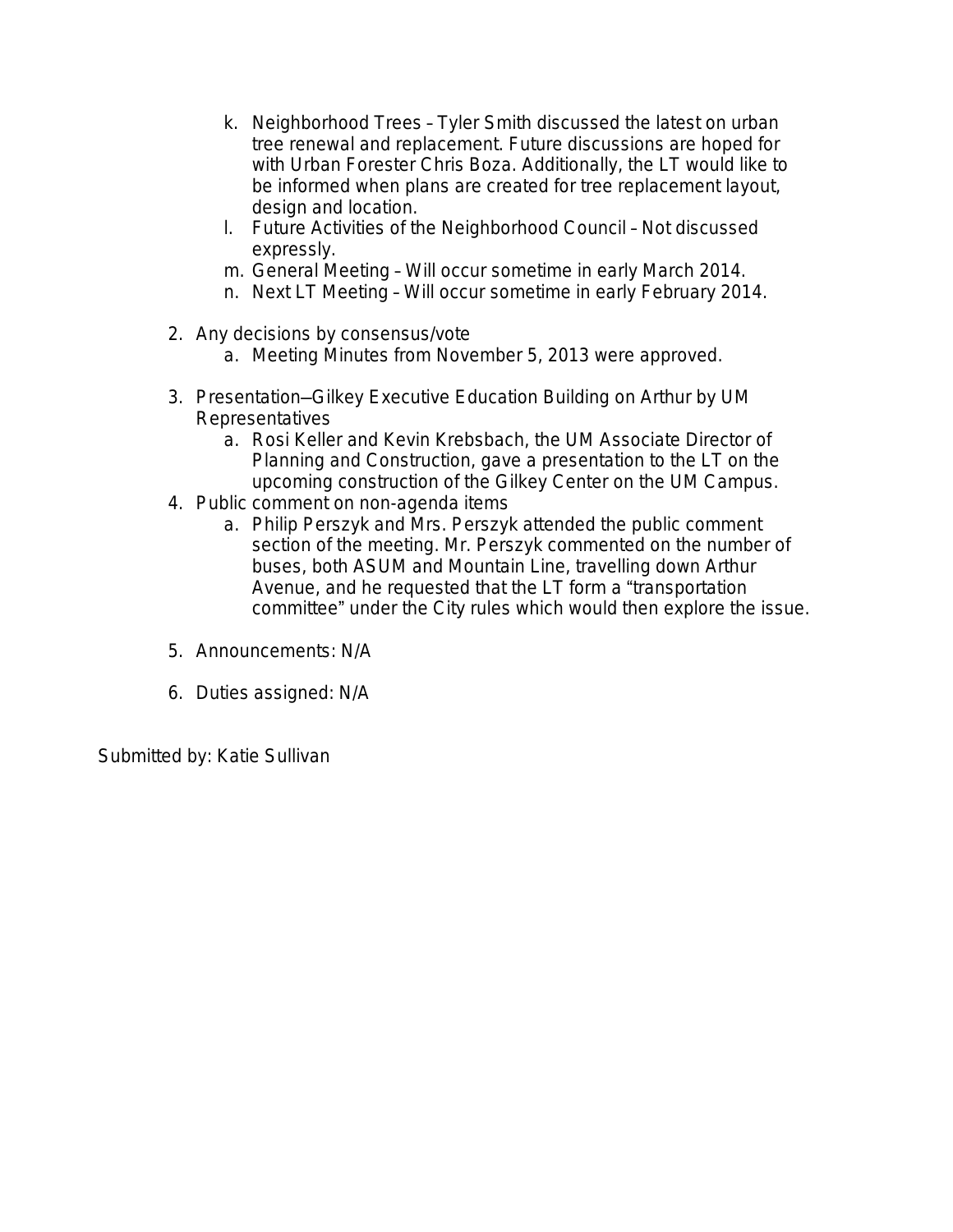k. Neighborhood Trees – Tyler Smith discussed the latest on urban tree renewal and replacement. Future discussions are hoped for with Urban Forester Chris Boza. Additionally, the LT would like to be informed when plans are created for tree replacement layout, design and location.
l. Future Activities of the Neighborhood Council – Not discussed expressly.
m. General Meeting – Will occur sometime in early March 2014.
n. Next LT Meeting – Will occur sometime in early February 2014.

2. Any decisions by consensus/vote
   a. Meeting Minutes from November 5, 2013 were approved.

3. Presentation—Gilkey Executive Education Building on Arthur by UM Representatives
   a. Rosi Keller and Kevin Krebsbach, the UM Associate Director of Planning and Construction, gave a presentation to the LT on the upcoming construction of the Gilkey Center on the UM Campus.
4. Public comment on non-agenda items
   a. Philip Perszyk and Mrs. Perszyk attended the public comment section of the meeting. Mr. Perszyk commented on the number of buses, both ASUM and Mountain Line, travelling down Arthur Avenue, and he requested that the LT form a "transportation committee" under the City rules which would then explore the issue.

5. Announcements: N/A

6. Duties assigned: N/A

Submitted by: Katie Sullivan